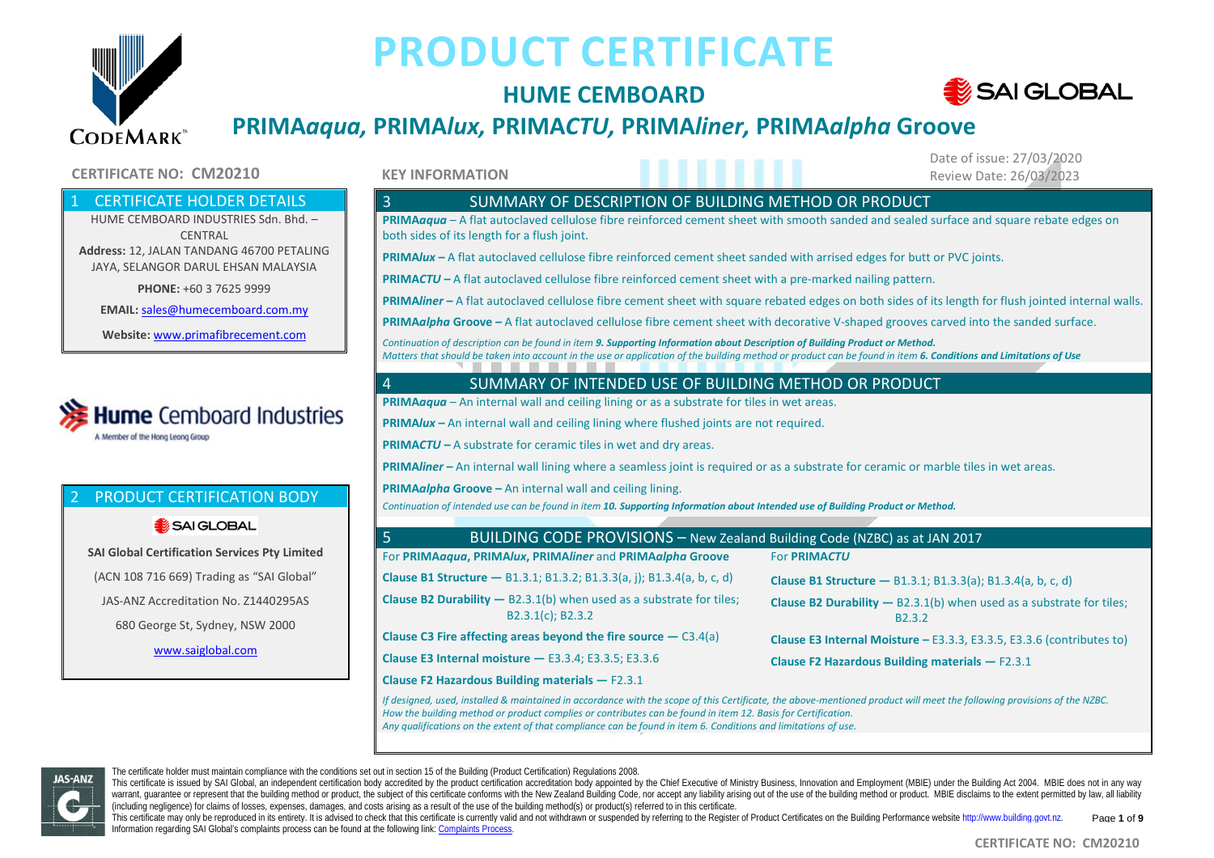# PRODUCT CERTIFICATE

## HUME CEMBOARD

## PRIMA*aqua*, PRIMA*lux*, PRIMA*CTU*, PRIMA*liner*, PRIMA*alpha* Groove

**CERTIFICATE NO: CM20210**

**KEY INFORMATION**

Date of issue: 27/03/2020
Review Date: 26/03/2023

### 1 CERTIFICATE HOLDER DETAILS

HUME CEMBOARD INDUSTRIES Sdn. Bhd. – CENTRAL

**Address:** 12, JALAN TANDANG 46700 PETALING JAYA, SELANGOR DARUL EHSAN MALAYSIA

**PHONE:** +60 3 7625 9999

**EMAIL:** sales@humecemboard.com.my

**Website:** www.primafibrecement.com

Hume Cemboard Industries
A Member of the Hong Leong Group

### 2 PRODUCT CERTIFICATION BODY

SAI GLOBAL

**SAI Global Certification Services Pty Limited**

(ACN 108 716 669) Trading as "SAI Global"

JAS-ANZ Accreditation No. Z1440295AS

680 George St, Sydney, NSW 2000

www.saiglobal.com

### 3 SUMMARY OF DESCRIPTION OF BUILDING METHOD OR PRODUCT

**PRIMA*aqua*** – A flat autoclaved cellulose fibre reinforced cement sheet with smooth sanded and sealed surface and square rebate edges on both sides of its length for a flush joint.

**PRIMA*lux*** – A flat autoclaved cellulose fibre reinforced cement sheet sanded with arrised edges for butt or PVC joints.

**PRIMA*CTU*** – A flat autoclaved cellulose fibre reinforced cement sheet with a pre-marked nailing pattern.

**PRIMA*liner*** – A flat autoclaved cellulose fibre cement sheet with square rebated edges on both sides of its length for flush jointed internal walls.

**PRIMA*alpha* Groove** – A flat autoclaved cellulose fibre cement sheet with decorative V-shaped grooves carved into the sanded surface.

*Continuation of description can be found in item **9. Supporting Information about Description of Building Product or Method.***
*Matters that should be taken into account in the use or application of the building method or product can be found in item **6. Conditions and Limitations of Use***

### 4 SUMMARY OF INTENDED USE OF BUILDING METHOD OR PRODUCT

**PRIMA*aqua*** – An internal wall and ceiling lining or as a substrate for tiles in wet areas.

**PRIMA*lux*** – An internal wall and ceiling lining where flushed joints are not required.

**PRIMA*CTU*** – A substrate for ceramic tiles in wet and dry areas.

**PRIMA*liner*** – An internal wall lining where a seamless joint is required or as a substrate for ceramic or marble tiles in wet areas.

**PRIMA*alpha* Groove** – An internal wall and ceiling lining.

*Continuation of intended use can be found in item **10. Supporting Information about Intended use of Building Product or Method.***

### 5 BUILDING CODE PROVISIONS – New Zealand Building Code (NZBC) as at JAN 2017

For **PRIMA*aqua*, PRIMA*lux*, PRIMA*liner*** and **PRIMA*alpha* Groove**

**Clause B1 Structure —** B1.3.1; B1.3.2; B1.3.3(a, j); B1.3.4(a, b, c, d)

**Clause B2 Durability —** B2.3.1(b) when used as a substrate for tiles; B2.3.1(c); B2.3.2

**Clause C3 Fire affecting areas beyond the fire source —** C3.4(a)

**Clause E3 Internal moisture —** E3.3.4; E3.3.5; E3.3.6

**Clause F2 Hazardous Building materials —** F2.3.1

For **PRIMA*CTU***

**Clause B1 Structure —** B1.3.1; B1.3.3(a); B1.3.4(a, b, c, d)

**Clause B2 Durability —** B2.3.1(b) when used as a substrate for tiles; B2.3.2

**Clause E3 Internal Moisture –** E3.3.3, E3.3.5, E3.3.6 (contributes to)

**Clause F2 Hazardous Building materials —** F2.3.1

*If designed, used, installed & maintained in accordance with the scope of this Certificate, the above-mentioned product will meet the following provisions of the NZBC.*
*How the building method or product complies or contributes can be found in item 12. Basis for Certification.*
*Any qualifications on the extent of that compliance can be found in item 6. Conditions and limitations of use.*

The certificate holder must maintain compliance with the conditions set out in section 15 of the Building (Product Certification) Regulations 2008.
This certificate is issued by SAI Global, an independent certification body accredited by the product certification accreditation body appointed by the Chief Executive of Ministry Business, Innovation and Employment (MBIE) under the Building Act 2004. MBIE does not in any way warrant, guarantee or represent that the building method or product, the subject of this certificate conforms with the New Zealand Building Code, nor accept any liability arising out of the use of the building method or product. MBIE disclaims to the extent permitted by law, all liability (including negligence) for claims of losses, expenses, damages, and costs arising as a result of the use of the building method(s) or product(s) referred to in this certificate.
This certificate may only be reproduced in its entirety. It is advised to check that this certificate is currently valid and not withdrawn or suspended by referring to the Register of Product Certificates on the Building Performance website http://www.building.govt.nz.
Information regarding SAI Global's complaints process can be found at the following link: Complaints Process.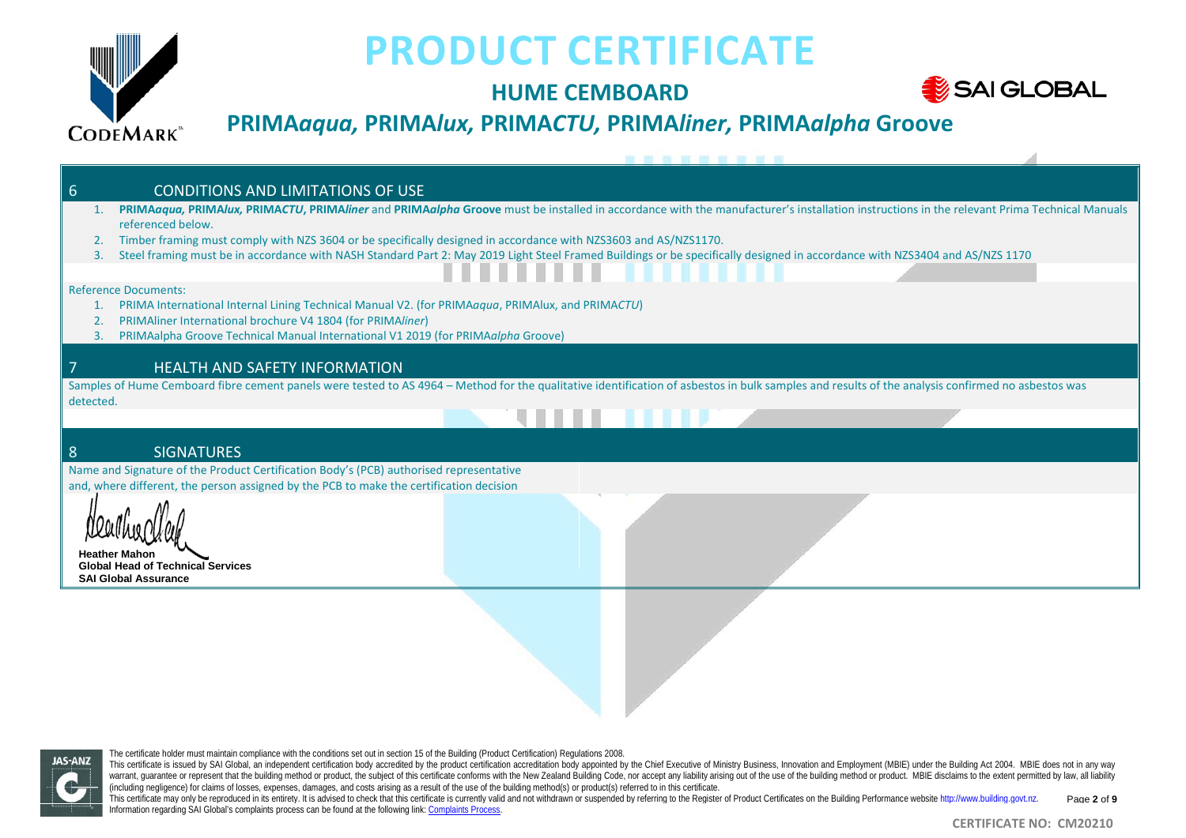## 6 CONDITIONS AND LIMITATIONS OF USE

1. **PRIMA*aqua,* PRIMA*lux,* PRIMA*CTU*, PRIMA*liner*** and **PRIMA*alpha* Groove** must be installed in accordance with the manufacturer's installation instructions in the relevant Prima Technical Manuals referenced below.
2. Timber framing must comply with NZS 3604 or be specifically designed in accordance with NZS3603 and AS/NZS1170.
3. Steel framing must be in accordance with NASH Standard Part 2: May 2019 Light Steel Framed Buildings or be specifically designed in accordance with NZS3404 and AS/NZS 1170

Reference Documents:

1. PRIMA International Internal Lining Technical Manual V2. (for PRIMA*aqua*, PRIMAlux, and PRIMA*CTU*)
2. PRIMAliner International brochure V4 1804 (for PRIMA*liner*)
3. PRIMAalpha Groove Technical Manual International V1 2019 (for PRIMA*alpha* Groove)

## 7 HEALTH AND SAFETY INFORMATION

Samples of Hume Cemboard fibre cement panels were tested to AS 4964 – Method for the qualitative identification of asbestos in bulk samples and results of the analysis confirmed no asbestos was detected.

## 8 SIGNATURES

Name and Signature of the Product Certification Body's (PCB) authorised representative and, where different, the person assigned by the PCB to make the certification decision

**Heather Mahon**
**Global Head of Technical Services**
**SAI Global Assurance**

The certificate holder must maintain compliance with the conditions set out in section 15 of the Building (Product Certification) Regulations 2008.
This certificate is issued by SAI Global, an independent certification body accredited by the product certification accreditation body appointed by the Chief Executive of Ministry Business, Innovation and Employment (MBIE) under the Building Act 2004. MBIE does not in any way warrant, guarantee or represent that the building method or product, the subject of this certificate conforms with the New Zealand Building Code, nor accept any liability arising out of the use of the building method or product. MBIE disclaims to the extent permitted by law, all liability (including negligence) for claims of losses, expenses, damages, and costs arising as a result of the use of the building method(s) or product(s) referred to in this certificate.
This certificate may only be reproduced in its entirety. It is advised to check that this certificate is currently valid and not withdrawn or suspended by referring to the Register of Product Certificates on the Building Performance website http://www.building.govt.nz.
Information regarding SAI Global's complaints process can be found at the following link: Complaints Process.

**CERTIFICATE NO: CM20210**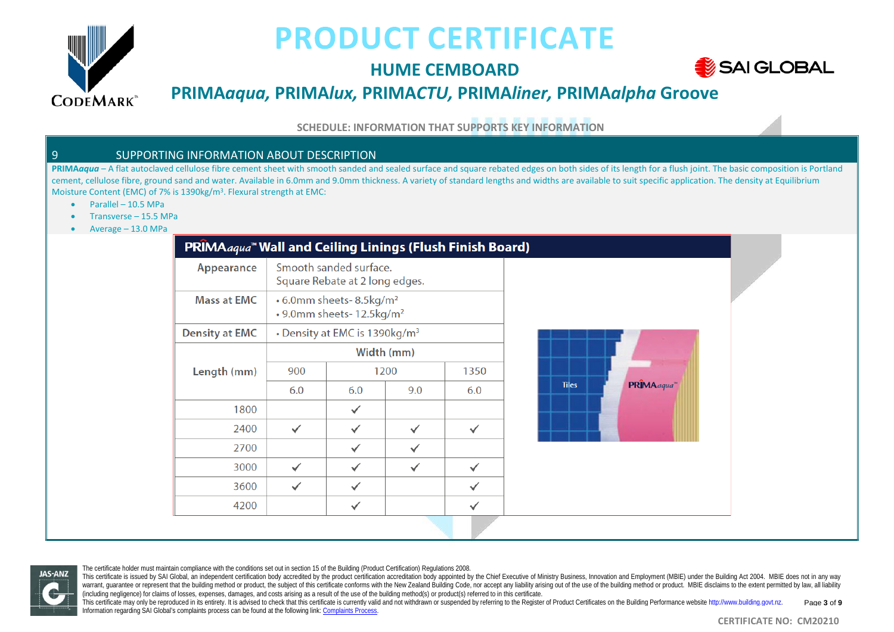## SCHEDULE: INFORMATION THAT SUPPORTS KEY INFORMATION

## 9 SUPPORTING INFORMATION ABOUT DESCRIPTION

**PRIMA*aqua*** – A flat autoclaved cellulose fibre cement sheet with smooth sanded and sealed surface and square rebated edges on both sides of its length for a flush joint. The basic composition is Portland cement, cellulose fibre, ground sand and water. Available in 6.0mm and 9.0mm thickness. A variety of standard lengths and widths are available to suit specific application. The density at Equilibrium Moisture Content (EMC) of 7% is 1390kg/m³. Flexural strength at EMC:

- Parallel – 10.5 MPa
- Transverse – 15.5 MPa
- Average – 13.0 MPa

**PRIMA*aqua*™ Wall and Ceiling Linings (Flush Finish Board)**

| Appearance | Smooth sanded surface. Square Rebate at 2 long edges. | | | |
|---|---|---|---|---|
| Mass at EMC | • 6.0mm sheets- 8.5kg/m² • 9.0mm sheets- 12.5kg/m² | | | |
| Density at EMC | • Density at EMC is 1390kg/m³ | | | |
| Length (mm) | Width (mm) | | | |
| | 900 | 1200 | | 1350 |
| | 6.0 | 6.0 | 9.0 | 6.0 |
| 1800 | | ✓ | | |
| 2400 | ✓ | ✓ | ✓ | ✓ |
| 2700 | | ✓ | ✓ | |
| 3000 | ✓ | ✓ | ✓ | ✓ |
| 3600 | ✓ | ✓ | | ✓ |
| 4200 | | ✓ | | ✓ |

The certificate holder must maintain compliance with the conditions set out in section 15 of the Building (Product Certification) Regulations 2008.
This certificate is issued by SAI Global, an independent certification body accredited by the product certification accreditation body appointed by the Chief Executive of Ministry Business, Innovation and Employment (MBIE) under the Building Act 2004. MBIE does not in any way warrant, guarantee or represent that the building method or product, the subject of this certificate conforms with the New Zealand Building Code, nor accept any liability arising out of the use of the building method or product. MBIE disclaims to the extent permitted by law, all liability (including negligence) for claims of losses, expenses, damages, and costs arising as a result of the use of the building method(s) or product(s) referred to in this certificate.
This certificate may only be reproduced in its entirety. It is advised to check that this certificate is currently valid and not withdrawn or suspended by referring to the Register of Product Certificates on the Building Performance website http://www.building.govt.nz.
Information regarding SAI Global's complaints process can be found at the following link: Complaints Process.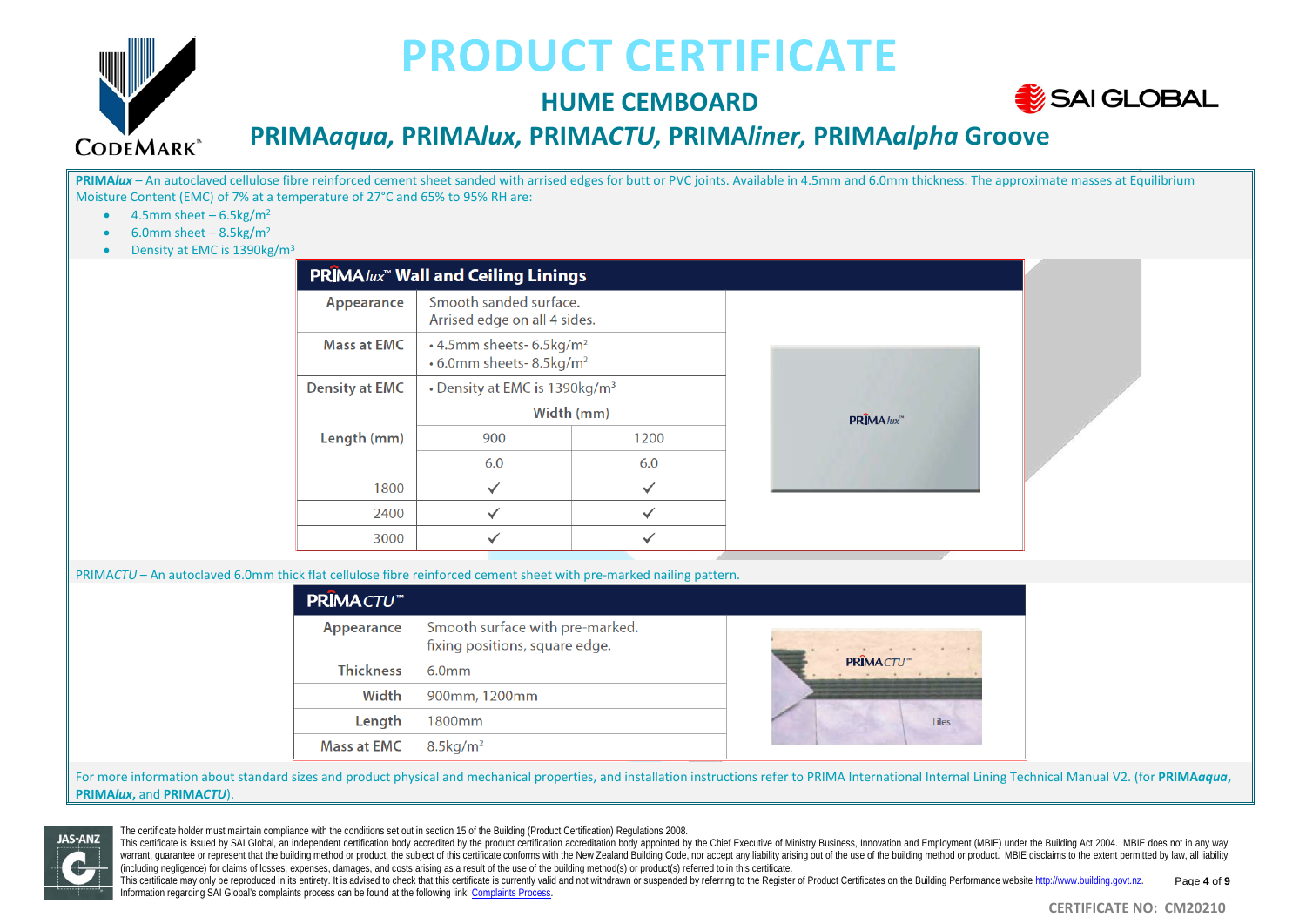# PRODUCT CERTIFICATE

## HUME CEMBOARD

## PRIMA*aqua*, PRIMA*lux*, PRIMA*CTU*, PRIMA*liner*, PRIMA*alpha* Groove

**PRIMA*lux*** – An autoclaved cellulose fibre reinforced cement sheet sanded with arrised edges for butt or PVC joints. Available in 4.5mm and 6.0mm thickness. The approximate masses at Equilibrium Moisture Content (EMC) of 7% at a temperature of 27°C and 65% to 95% RH are:

- 4.5mm sheet – 6.5kg/m$^2$
- 6.0mm sheet – 8.5kg/m$^2$
- Density at EMC is 1390kg/m$^3$

**PRIMA*lux*™ Wall and Ceiling Linings**

| | | |
|---|---|---|
| Appearance | Smooth sanded surface. Arrised edge on all 4 sides. | |
| Mass at EMC | • 4.5mm sheets- 6.5kg/m$^2$ • 6.0mm sheets- 8.5kg/m$^2$ | |
| Density at EMC | • Density at EMC is 1390kg/m$^3$ | |
| Length (mm) | Width (mm) | |
| | 900 | 1200 |
| | 6.0 | 6.0 |
| 1800 | ✓ | ✓ |
| 2400 | ✓ | ✓ |
| 3000 | ✓ | ✓ |

PRIMA*CTU* – An autoclaved 6.0mm thick flat cellulose fibre reinforced cement sheet with pre-marked nailing pattern.

**PRIMA*CTU*™**

| | |
|---|---|
| Appearance | Smooth surface with pre-marked. fixing positions, square edge. |
| Thickness | 6.0mm |
| Width | 900mm, 1200mm |
| Length | 1800mm |
| Mass at EMC | 8.5kg/m$^2$ |

For more information about standard sizes and product physical and mechanical properties, and installation instructions refer to PRIMA International Internal Lining Technical Manual V2. (for **PRIMA*aqua*, PRIMA*lux*,** and **PRIMA*CTU***).

The certificate holder must maintain compliance with the conditions set out in section 15 of the Building (Product Certification) Regulations 2008.
This certificate is issued by SAI Global, an independent certification body accredited by the product certification accreditation body appointed by the Chief Executive of Ministry Business, Innovation and Employment (MBIE) under the Building Act 2004. MBIE does not in any way warrant, guarantee or represent that the building method or product, the subject of this certificate conforms with the New Zealand Building Code, nor accept any liability arising out of the use of the building method or product. MBIE disclaims to the extent permitted by law, all liability (including negligence) for claims of losses, expenses, damages, and costs arising as a result of the use of the building method(s) or product(s) referred to in this certificate.
This certificate may only be reproduced in its entirety. It is advised to check that this certificate is currently valid and not withdrawn or suspended by referring to the Register of Product Certificates on the Building Performance website http://www.building.govt.nz.
Information regarding SAI Global's complaints process can be found at the following link: Complaints Process.

CERTIFICATE NO: CM20210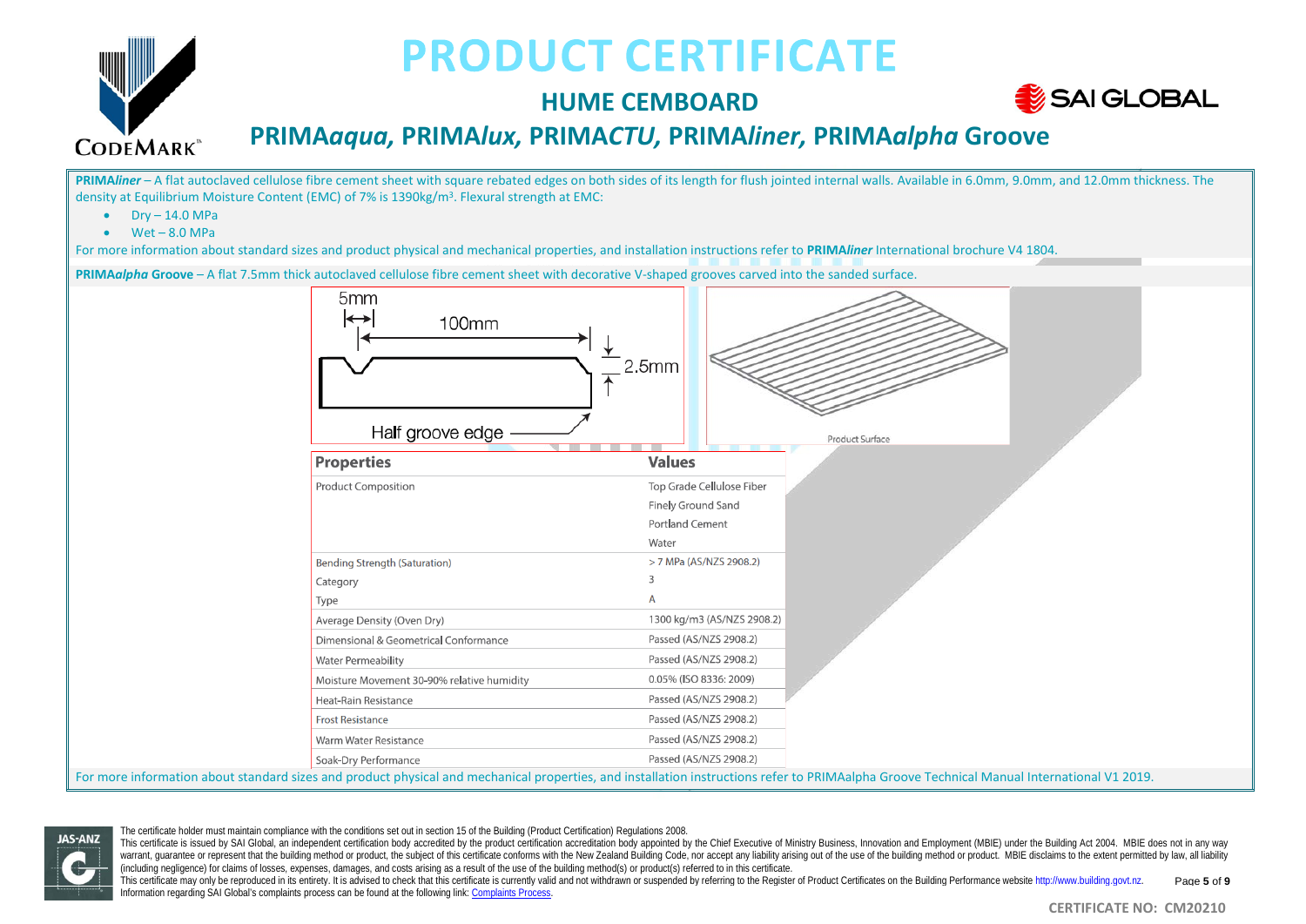# PRODUCT CERTIFICATE

## HUME CEMBOARD

## PRIMA*aqua*, PRIMA*lux*, PRIMA*CTU*, PRIMA*liner*, PRIMA*alpha* Groove

**PRIMA*liner*** – A flat autoclaved cellulose fibre cement sheet with square rebated edges on both sides of its length for flush jointed internal walls. Available in 6.0mm, 9.0mm, and 12.0mm thickness. The density at Equilibrium Moisture Content (EMC) of 7% is 1390kg/m³. Flexural strength at EMC:

- Dry – 14.0 MPa
- Wet – 8.0 MPa

For more information about standard sizes and product physical and mechanical properties, and installation instructions refer to **PRIMA*liner*** International brochure V4 1804.

**PRIMA*alpha* Groove** – A flat 7.5mm thick autoclaved cellulose fibre cement sheet with decorative V-shaped grooves carved into the sanded surface.

5mm | 100mm | 2.5mm | Half groove edge

Product Surface

| Properties | Values |
|---|---|
| Product Composition | Top Grade Cellulose Fiber<br>Finely Ground Sand<br>Portland Cement<br>Water |
| Bending Strength (Saturation) | > 7 MPa (AS/NZS 2908.2) |
| Category | 3 |
| Type | A |
| Average Density (Oven Dry) | 1300 kg/m3 (AS/NZS 2908.2) |
| Dimensional & Geometrical Conformance | Passed (AS/NZS 2908.2) |
| Water Permeability | Passed (AS/NZS 2908.2) |
| Moisture Movement 30-90% relative humidity | 0.05% (ISO 8336: 2009) |
| Heat-Rain Resistance | Passed (AS/NZS 2908.2) |
| Frost Resistance | Passed (AS/NZS 2908.2) |
| Warm Water Resistance | Passed (AS/NZS 2908.2) |
| Soak-Dry Performance | Passed (AS/NZS 2908.2) |

For more information about standard sizes and product physical and mechanical properties, and installation instructions refer to PRIMAalpha Groove Technical Manual International V1 2019.

The certificate holder must maintain compliance with the conditions set out in section 15 of the Building (Product Certification) Regulations 2008.
This certificate is issued by SAI Global, an independent certification body accredited by the product certification accreditation body appointed by the Chief Executive of Ministry Business, Innovation and Employment (MBIE) under the Building Act 2004. MBIE does not in any way warrant, guarantee or represent that the building method or product, the subject of this certificate conforms with the New Zealand Building Code, nor accept any liability arising out of the use of the building method or product. MBIE disclaims to the extent permitted by law, all liability (including negligence) for claims of losses, expenses, damages, and costs arising as a result of the use of the building method(s) or product(s) referred to in this certificate.
This certificate may only be reproduced in its entirety. It is advised to check that this certificate is currently valid and not withdrawn or suspended by referring to the Register of Product Certificates on the Building Performance website http://www.building.govt.nz.
Information regarding SAI Global's complaints process can be found at the following link: Complaints Process.

CERTIFICATE NO: CM20210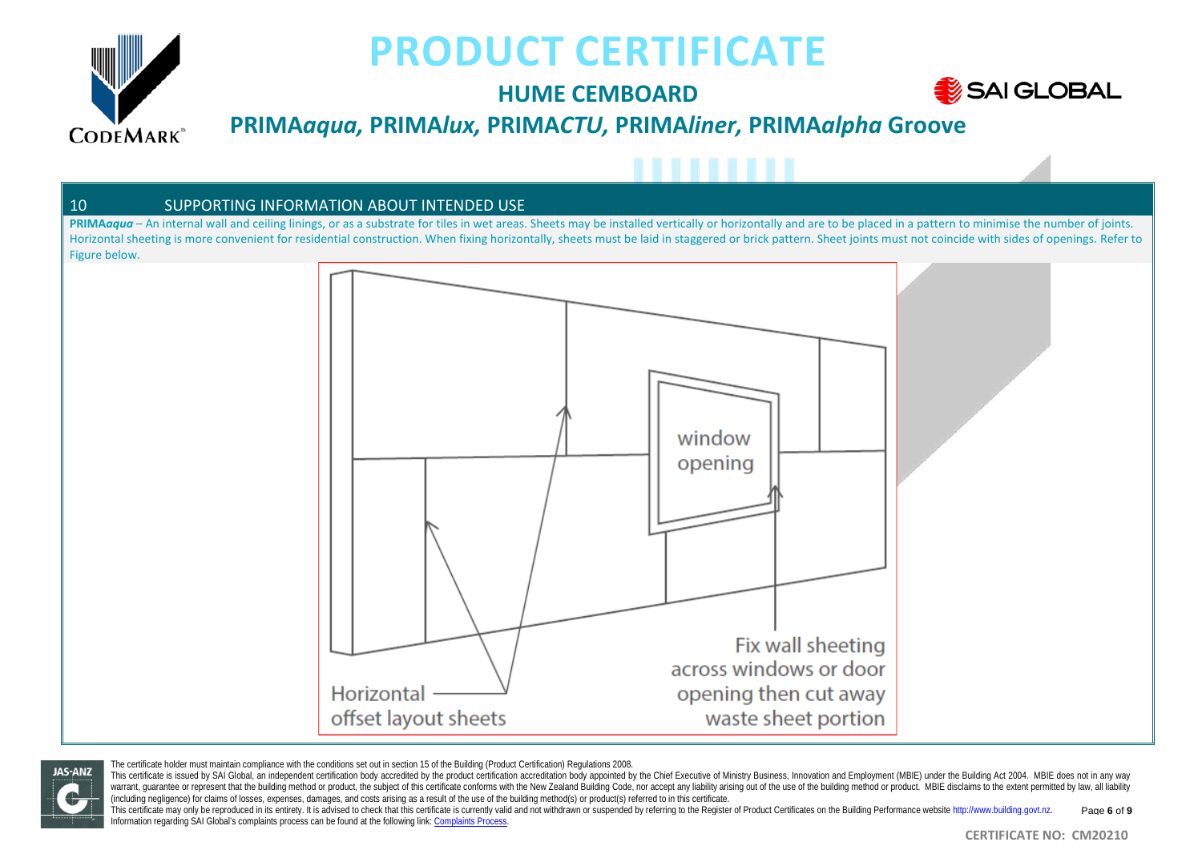# PRODUCT CERTIFICATE

## HUME CEMBOARD

## PRIMA*aqua*, PRIMA*lux*, PRIMA*CTU*, PRIMA*liner*, PRIMA*alpha* Groove

### 10 SUPPORTING INFORMATION ABOUT INTENDED USE

**PRIMA*aqua*** – An internal wall and ceiling linings, or as a substrate for tiles in wet areas. Sheets may be installed vertically or horizontally and are to be placed in a pattern to minimise the number of joints. Horizontal sheeting is more convenient for residential construction. When fixing horizontally, sheets must be laid in staggered or brick pattern. Sheet joints must not coincide with sides of openings. Refer to Figure below.

window opening

Horizontal offset layout sheets

Fix wall sheeting across windows or door opening then cut away waste sheet portion

The certificate holder must maintain compliance with the conditions set out in section 15 of the Building (Product Certification) Regulations 2008.

This certificate is issued by SAI Global, an independent certification body accredited by the product certification accreditation body appointed by the Chief Executive of Ministry Business, Innovation and Employment (MBIE) under the Building Act 2004. MBIE does not in any way warrant, guarantee or represent that the building method or product, the subject of this certificate conforms with the New Zealand Building Code, nor accept any liability arising out of the use of the building method or product. MBIE disclaims to the extent permitted by law, all liability (including negligence) for claims of losses, expenses, damages, and costs arising as a result of the use of the building method(s) or product(s) referred to in this certificate.

This certificate may only be reproduced in its entirety. It is advised to check that this certificate is currently valid and not withdrawn or suspended by referring to the Register of Product Certificates on the Building Performance website http://www.building.govt.nz.

Information regarding SAI Global's complaints process can be found at the following link: Complaints Process.

**CERTIFICATE NO: CM20210**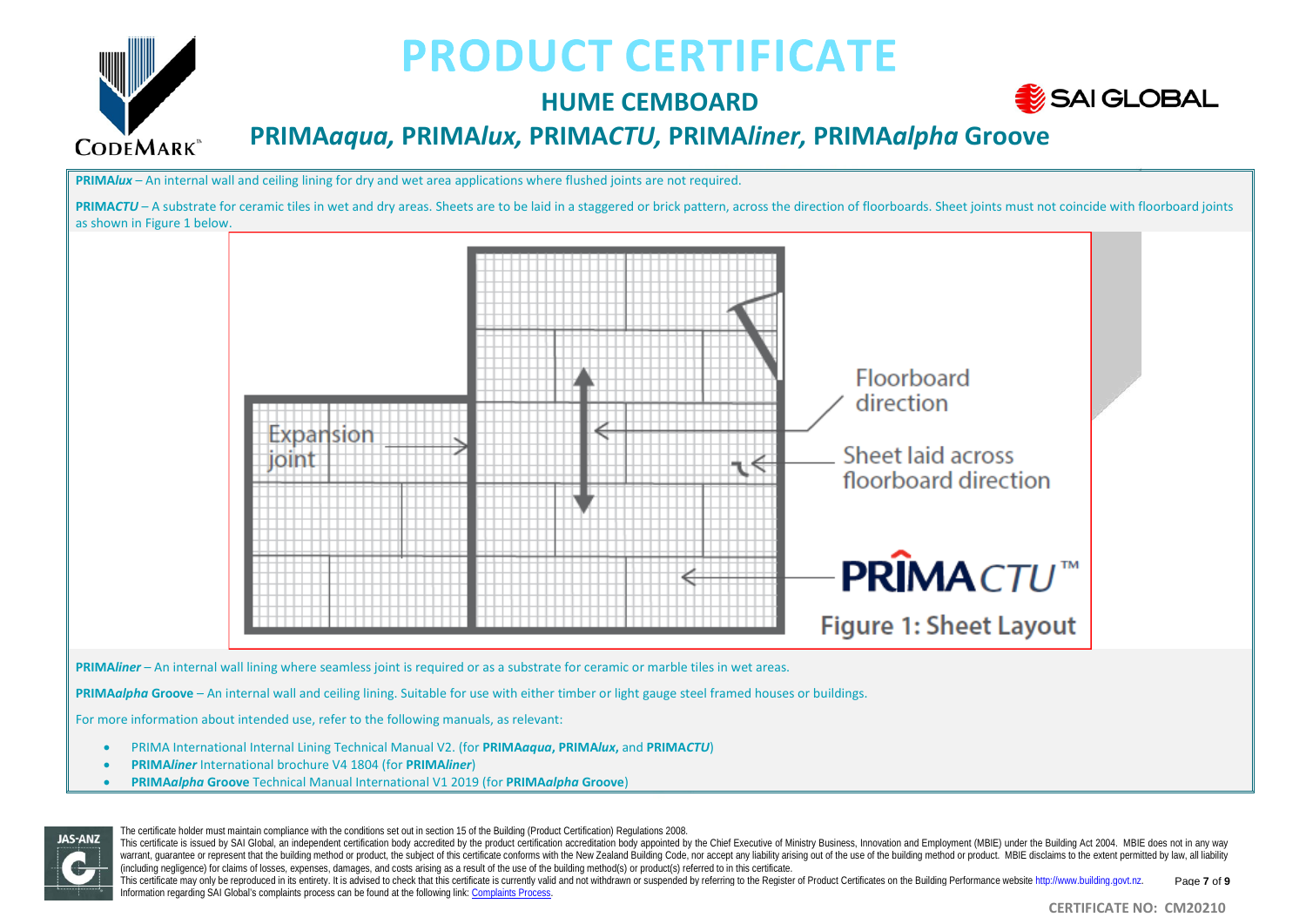**PRIMA*lux*** – An internal wall and ceiling lining for dry and wet area applications where flushed joints are not required.

**PRIMA*CTU*** – A substrate for ceramic tiles in wet and dry areas. Sheets are to be laid in a staggered or brick pattern, across the direction of floorboards. Sheet joints must not coincide with floorboard joints as shown in Figure 1 below.

Figure 1: Sheet Layout

**PRIMA*liner*** – An internal wall lining where seamless joint is required or as a substrate for ceramic or marble tiles in wet areas.

**PRIMA*alpha* Groove** – An internal wall and ceiling lining. Suitable for use with either timber or light gauge steel framed houses or buildings.

For more information about intended use, refer to the following manuals, as relevant:

- PRIMA International Internal Lining Technical Manual V2. (for **PRIMA*aqua***, **PRIMA*lux***, and **PRIMA*CTU***)
- **PRIMA*liner*** International brochure V4 1804 (for **PRIMA*liner***)
- **PRIMA*alpha* Groove** Technical Manual International V1 2019 (for **PRIMA*alpha* Groove**)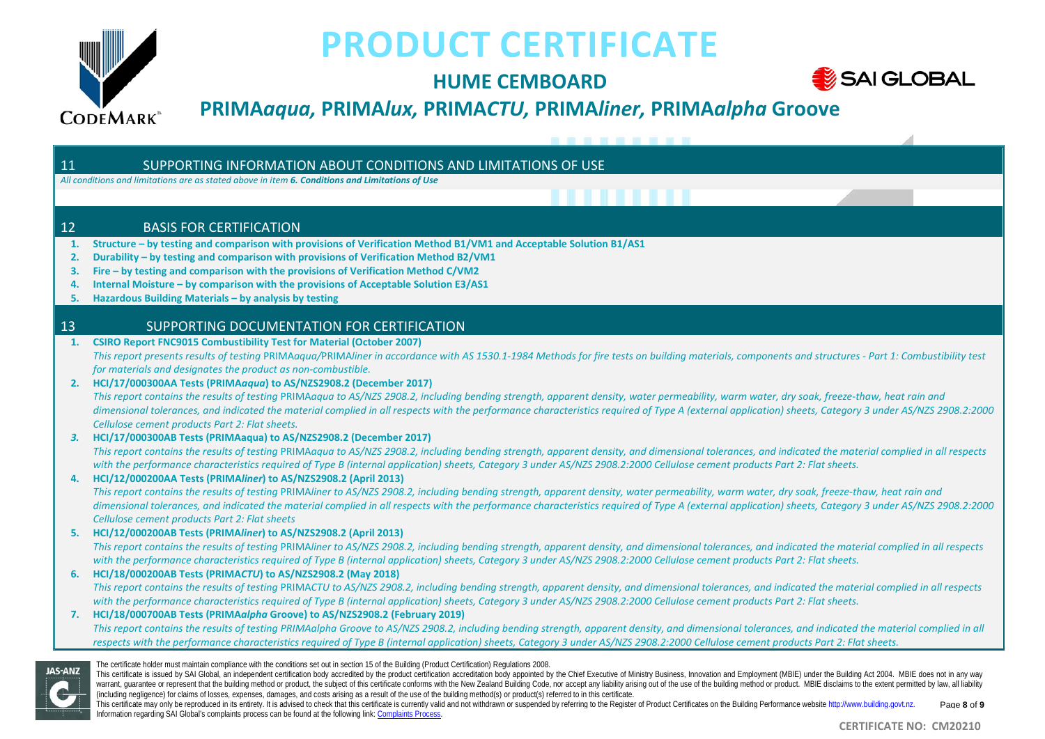## 11 SUPPORTING INFORMATION ABOUT CONDITIONS AND LIMITATIONS OF USE

*All conditions and limitations are as stated above in item **6. Conditions and Limitations of Use***

## 12 BASIS FOR CERTIFICATION

1. **Structure – by testing and comparison with provisions of Verification Method B1/VM1 and Acceptable Solution B1/AS1**
2. **Durability – by testing and comparison with provisions of Verification Method B2/VM1**
3. **Fire – by testing and comparison with the provisions of Verification Method C/VM2**
4. **Internal Moisture – by comparison with the provisions of Acceptable Solution E3/AS1**
5. **Hazardous Building Materials – by analysis by testing**

## 13 SUPPORTING DOCUMENTATION FOR CERTIFICATION

1. **CSIRO Report FNC9015 Combustibility Test for Material (October 2007)**
   *This report presents results of testing* PRIMA*aqua/*PRIMA*liner in accordance with AS 1530.1-1984 Methods for fire tests on building materials, components and structures - Part 1: Combustibility test for materials and designates the product as non-combustible.*
2. **HCI/17/000300AA Tests (PRIMA*aqua*) to AS/NZS2908.2 (December 2017)**
   *This report contains the results of testing* PRIMA*aqua to AS/NZS 2908.2, including bending strength, apparent density, water permeability, warm water, dry soak, freeze-thaw, heat rain and dimensional tolerances, and indicated the material complied in all respects with the performance characteristics required of Type A (external application) sheets, Category 3 under AS/NZS 2908.2:2000 Cellulose cement products Part 2: Flat sheets.*
3. **HCI/17/000300AB Tests (PRIMAaqua) to AS/NZS2908.2 (December 2017)**
   *This report contains the results of testing* PRIMA*aqua to AS/NZS 2908.2, including bending strength, apparent density, and dimensional tolerances, and indicated the material complied in all respects with the performance characteristics required of Type B (internal application) sheets, Category 3 under AS/NZS 2908.2:2000 Cellulose cement products Part 2: Flat sheets.*
4. **HCI/12/000200AA Tests (PRIMA*liner*) to AS/NZS2908.2 (April 2013)**
   *This report contains the results of testing* PRIMA*liner to AS/NZS 2908.2, including bending strength, apparent density, water permeability, warm water, dry soak, freeze-thaw, heat rain and dimensional tolerances, and indicated the material complied in all respects with the performance characteristics required of Type A (external application) sheets, Category 3 under AS/NZS 2908.2:2000 Cellulose cement products Part 2: Flat sheets*
5. **HCI/12/000200AB Tests (PRIMA*liner*) to AS/NZS2908.2 (April 2013)**
   *This report contains the results of testing* PRIMA*liner to AS/NZS 2908.2, including bending strength, apparent density, and dimensional tolerances, and indicated the material complied in all respects with the performance characteristics required of Type B (internal application) sheets, Category 3 under AS/NZS 2908.2:2000 Cellulose cement products Part 2: Flat sheets.*
6. **HCI/18/000200AB Tests (PRIMA*CTU*) to AS/NZS2908.2 (May 2018)**
   *This report contains the results of testing* PRIMA*CTU to AS/NZS 2908.2, including bending strength, apparent density, and dimensional tolerances, and indicated the material complied in all respects with the performance characteristics required of Type B (internal application) sheets, Category 3 under AS/NZS 2908.2:2000 Cellulose cement products Part 2: Flat sheets.*
7. **HCI/18/000700AB Tests (PRIMA*alpha* Groove) to AS/NZS2908.2 (February 2019)**
   *This report contains the results of testing PRIMAalpha Groove to AS/NZS 2908.2, including bending strength, apparent density, and dimensional tolerances, and indicated the material complied in all respects with the performance characteristics required of Type B (internal application) sheets, Category 3 under AS/NZS 2908.2:2000 Cellulose cement products Part 2: Flat sheets.*

The certificate holder must maintain compliance with the conditions set out in section 15 of the Building (Product Certification) Regulations 2008.

This certificate is issued by SAI Global, an independent certification body accredited by the product certification accreditation body appointed by the Chief Executive of Ministry Business, Innovation and Employment (MBIE) under the Building Act 2004. MBIE does not in any way warrant, guarantee or represent that the building method or product, the subject of this certificate conforms with the New Zealand Building Code, nor accept any liability arising out of the use of the building method or product. MBIE disclaims to the extent permitted by law, all liability (including negligence) for claims of losses, expenses, damages, and costs arising as a result of the use of the building method(s) or product(s) referred to in this certificate.

This certificate may only be reproduced in its entirety. It is advised to check that this certificate is currently valid and not withdrawn or suspended by referring to the Register of Product Certificates on the Building Performance website http://www.building.govt.nz.

Information regarding SAI Global's complaints process can be found at the following link: Complaints Process.

**CERTIFICATE NO: CM20210**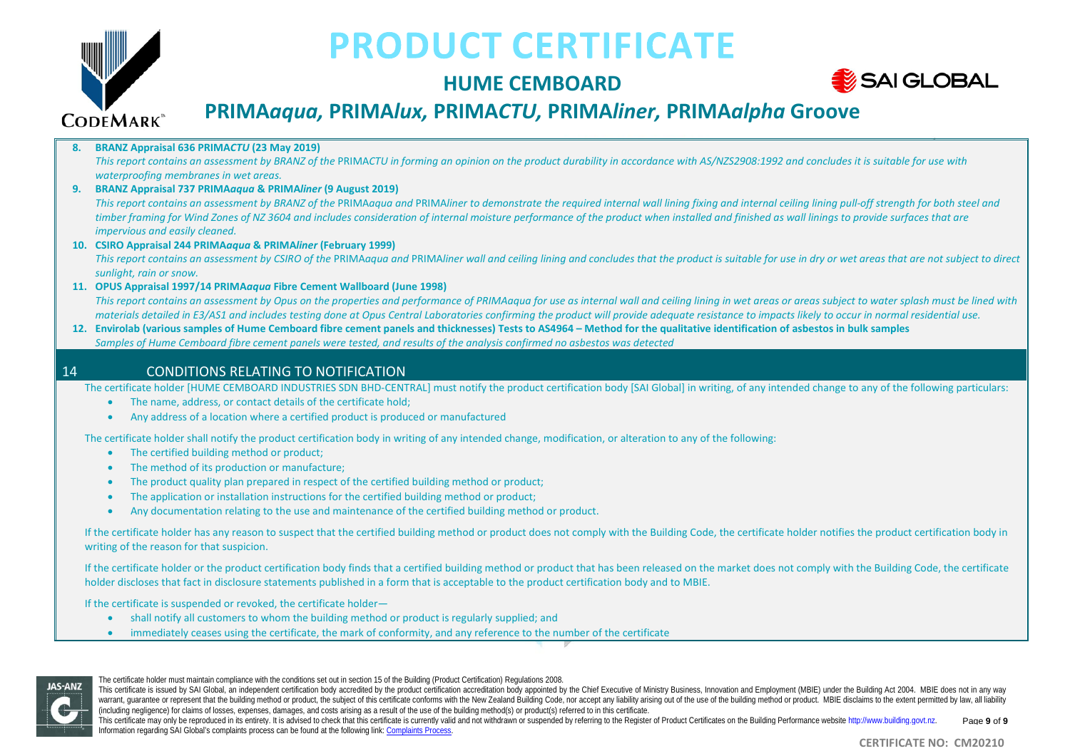8. **BRANZ Appraisal 636 PRIMA*CTU* (23 May 2019)**
   *This report contains an assessment by BRANZ of the* PRIMACTU *in forming an opinion on the product durability in accordance with AS/NZS2908:1992 and concludes it is suitable for use with waterproofing membranes in wet areas.*

9. **BRANZ Appraisal 737 PRIMA*aqua* & PRIMA*liner* (9 August 2019)**
   *This report contains an assessment by BRANZ of the* PRIMA*aqua and* PRIMA*liner to demonstrate the required internal wall lining fixing and internal ceiling lining pull-off strength for both steel and timber framing for Wind Zones of NZ 3604 and includes consideration of internal moisture performance of the product when installed and finished as wall linings to provide surfaces that are impervious and easily cleaned.*

10. **CSIRO Appraisal 244 PRIMA*aqua* & PRIMA*liner* (February 1999)**
    *This report contains an assessment by CSIRO of the* PRIMA*aqua and* PRIMA*liner wall and ceiling lining and concludes that the product is suitable for use in dry or wet areas that are not subject to direct sunlight, rain or snow.*

11. **OPUS Appraisal 1997/14 PRIMA*aqua* Fibre Cement Wallboard (June 1998)**
    *This report contains an assessment by Opus on the properties and performance of PRIMAaqua for use as internal wall and ceiling lining in wet areas or areas subject to water splash must be lined with materials detailed in E3/AS1 and includes testing done at Opus Central Laboratories confirming the product will provide adequate resistance to impacts likely to occur in normal residential use.*

12. **Envirolab (various samples of Hume Cemboard fibre cement panels and thicknesses) Tests to AS4964 – Method for the qualitative identification of asbestos in bulk samples**
    *Samples of Hume Cemboard fibre cement panels were tested, and results of the analysis confirmed no asbestos was detected*

## 14 CONDITIONS RELATING TO NOTIFICATION

The certificate holder [HUME CEMBOARD INDUSTRIES SDN BHD-CENTRAL] must notify the product certification body [SAI Global] in writing, of any intended change to any of the following particulars:

- The name, address, or contact details of the certificate hold;
- Any address of a location where a certified product is produced or manufactured

The certificate holder shall notify the product certification body in writing of any intended change, modification, or alteration to any of the following:

- The certified building method or product;
- The method of its production or manufacture;
- The product quality plan prepared in respect of the certified building method or product;
- The application or installation instructions for the certified building method or product;
- Any documentation relating to the use and maintenance of the certified building method or product.

If the certificate holder has any reason to suspect that the certified building method or product does not comply with the Building Code, the certificate holder notifies the product certification body in writing of the reason for that suspicion.

If the certificate holder or the product certification body finds that a certified building method or product that has been released on the market does not comply with the Building Code, the certificate holder discloses that fact in disclosure statements published in a form that is acceptable to the product certification body and to MBIE.

If the certificate is suspended or revoked, the certificate holder—

- shall notify all customers to whom the building method or product is regularly supplied; and
- immediately ceases using the certificate, the mark of conformity, and any reference to the number of the certificate

The certificate holder must maintain compliance with the conditions set out in section 15 of the Building (Product Certification) Regulations 2008.

This certificate is issued by SAI Global, an independent certification body accredited by the product certification accreditation body appointed by the Chief Executive of Ministry Business, Innovation and Employment (MBIE) under the Building Act 2004. MBIE does not in any way warrant, guarantee or represent that the building method or product, the subject of this certificate conforms with the New Zealand Building Code, nor accept any liability arising out of the use of the building method or product. MBIE disclaims to the extent permitted by law, all liability (including negligence) for claims of losses, expenses, damages, and costs arising as a result of the use of the building method(s) or product(s) referred to in this certificate.

This certificate may only be reproduced in its entirety. It is advised to check that this certificate is currently valid and not withdrawn or suspended by referring to the Register of Product Certificates on the Building Performance website http://www.building.govt.nz.

Information regarding SAI Global's complaints process can be found at the following link: Complaints Process.

CERTIFICATE NO: CM20210